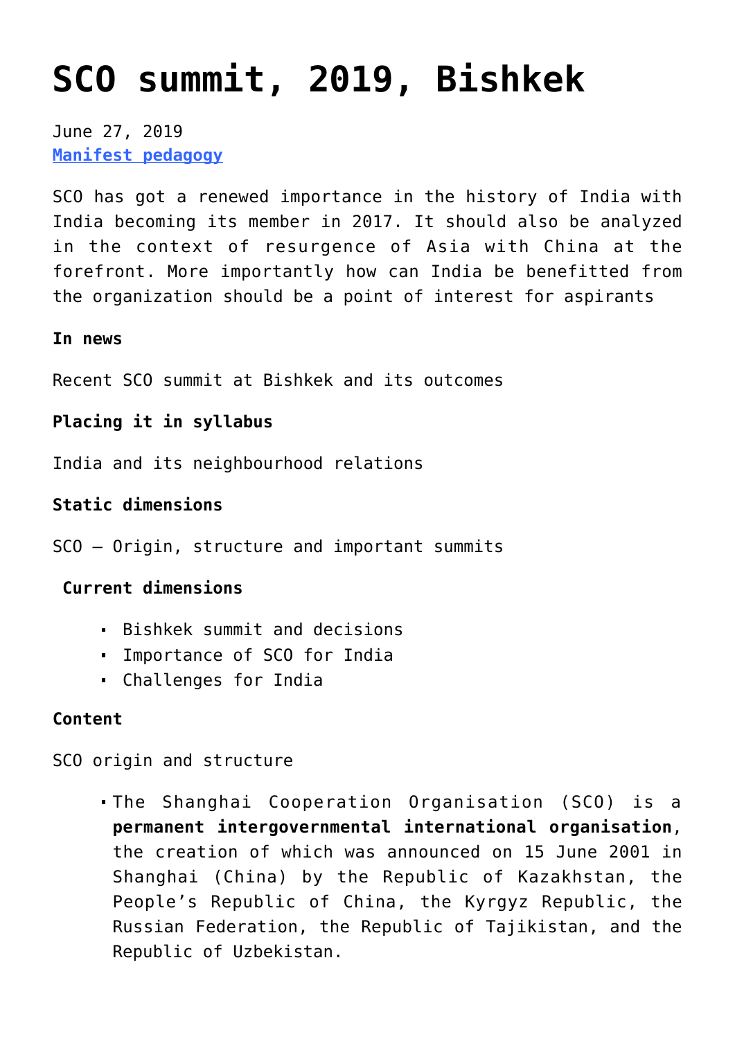# SCO summit, 2019, Bishkek

June 27, 2019
[Manifest pedagogy]

SCO has got a renewed importance in the history of India with India becoming its member in 2017. It should also be analyzed in the context of resurgence of Asia with China at the forefront. More importantly how can India be benefitted from the organization should be a point of interest for aspirants

**In news**

Recent SCO summit at Bishkek and its outcomes

**Placing it in syllabus**

India and its neighbourhood relations

**Static dimensions**

SCO – Origin, structure and important summits

**Current dimensions**

- Bishkek summit and decisions
- Importance of SCO for India
- Challenges for India

**Content**

SCO origin and structure

- The Shanghai Cooperation Organisation (SCO) is a **permanent intergovernmental international organisation**, the creation of which was announced on 15 June 2001 in Shanghai (China) by the Republic of Kazakhstan, the People's Republic of China, the Kyrgyz Republic, the Russian Federation, the Republic of Tajikistan, and the Republic of Uzbekistan.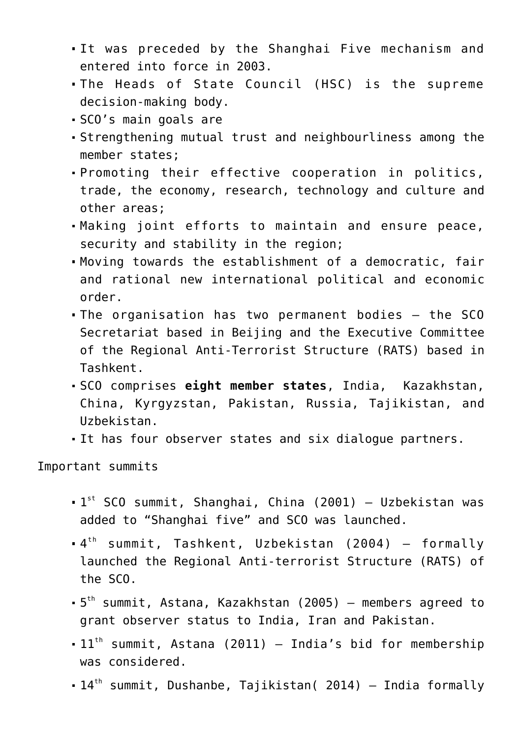- It was preceded by the Shanghai Five mechanism and entered into force in 2003.
- The Heads of State Council (HSC) is the supreme decision-making body.
- SCO's main goals are
- Strengthening mutual trust and neighbourliness among the member states;
- Promoting their effective cooperation in politics, trade, the economy, research, technology and culture and other areas;
- Making joint efforts to maintain and ensure peace, security and stability in the region;
- Moving towards the establishment of a democratic, fair and rational new international political and economic order.
- The organisation has two permanent bodies – the SCO Secretariat based in Beijing and the Executive Committee of the Regional Anti-Terrorist Structure (RATS) based in Tashkent.
- SCO comprises **eight member states**, India, Kazakhstan, China, Kyrgyzstan, Pakistan, Russia, Tajikistan, and Uzbekistan.
- It has four observer states and six dialogue partners.

Important summits

- 1st SCO summit, Shanghai, China (2001) – Uzbekistan was added to "Shanghai five" and SCO was launched.
- 4th summit, Tashkent, Uzbekistan (2004) – formally launched the Regional Anti-terrorist Structure (RATS) of the SCO.
- 5th summit, Astana, Kazakhstan (2005) – members agreed to grant observer status to India, Iran and Pakistan.
- 11th summit, Astana (2011) – India's bid for membership was considered.
- 14th summit, Dushanbe, Tajikistan( 2014) – India formally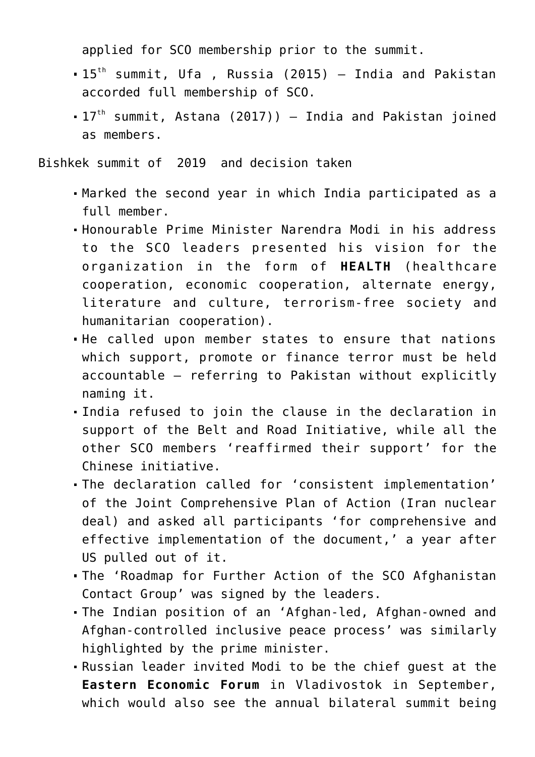applied for SCO membership prior to the summit.

- 15th summit, Ufa , Russia (2015) – India and Pakistan accorded full membership of SCO.
- 17th summit, Astana (2017)) – India and Pakistan joined as members.

Bishkek summit of 2019 and decision taken

- Marked the second year in which India participated as a full member.
- Honourable Prime Minister Narendra Modi in his address to the SCO leaders presented his vision for the organization in the form of **HEALTH** (healthcare cooperation, economic cooperation, alternate energy, literature and culture, terrorism-free society and humanitarian cooperation).
- He called upon member states to ensure that nations which support, promote or finance terror must be held accountable – referring to Pakistan without explicitly naming it.
- India refused to join the clause in the declaration in support of the Belt and Road Initiative, while all the other SCO members 'reaffirmed their support' for the Chinese initiative.
- The declaration called for 'consistent implementation' of the Joint Comprehensive Plan of Action (Iran nuclear deal) and asked all participants 'for comprehensive and effective implementation of the document,' a year after US pulled out of it.
- The 'Roadmap for Further Action of the SCO Afghanistan Contact Group' was signed by the leaders.
- The Indian position of an 'Afghan-led, Afghan-owned and Afghan-controlled inclusive peace process' was similarly highlighted by the prime minister.
- Russian leader invited Modi to be the chief guest at the **Eastern Economic Forum** in Vladivostok in September, which would also see the annual bilateral summit being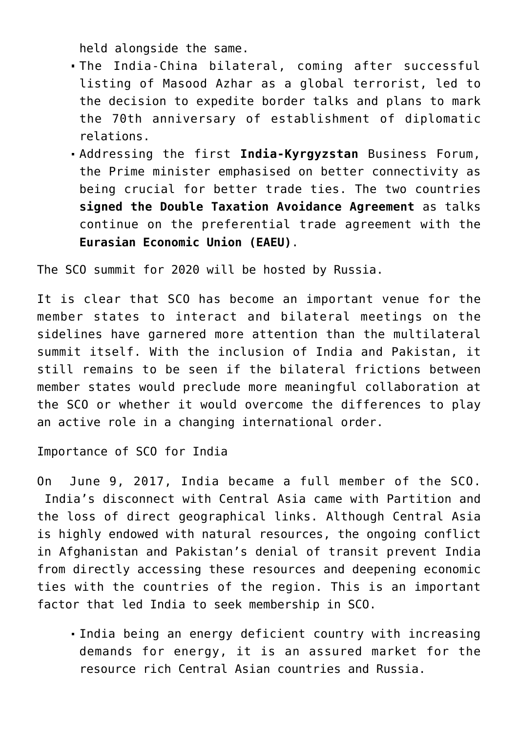held alongside the same.

- The India-China bilateral, coming after successful listing of Masood Azhar as a global terrorist, led to the decision to expedite border talks and plans to mark the 70th anniversary of establishment of diplomatic relations.
- Addressing the first **India-Kyrgyzstan** Business Forum, the Prime minister emphasised on better connectivity as being crucial for better trade ties. The two countries **signed the Double Taxation Avoidance Agreement** as talks continue on the preferential trade agreement with the **Eurasian Economic Union (EAEU)**.

The SCO summit for 2020 will be hosted by Russia.

It is clear that SCO has become an important venue for the member states to interact and bilateral meetings on the sidelines have garnered more attention than the multilateral summit itself. With the inclusion of India and Pakistan, it still remains to be seen if the bilateral frictions between member states would preclude more meaningful collaboration at the SCO or whether it would overcome the differences to play an active role in a changing international order.

Importance of SCO for India

On June 9, 2017, India became a full member of the SCO. India's disconnect with Central Asia came with Partition and the loss of direct geographical links. Although Central Asia is highly endowed with natural resources, the ongoing conflict in Afghanistan and Pakistan's denial of transit prevent India from directly accessing these resources and deepening economic ties with the countries of the region. This is an important factor that led India to seek membership in SCO.

- India being an energy deficient country with increasing demands for energy, it is an assured market for the resource rich Central Asian countries and Russia.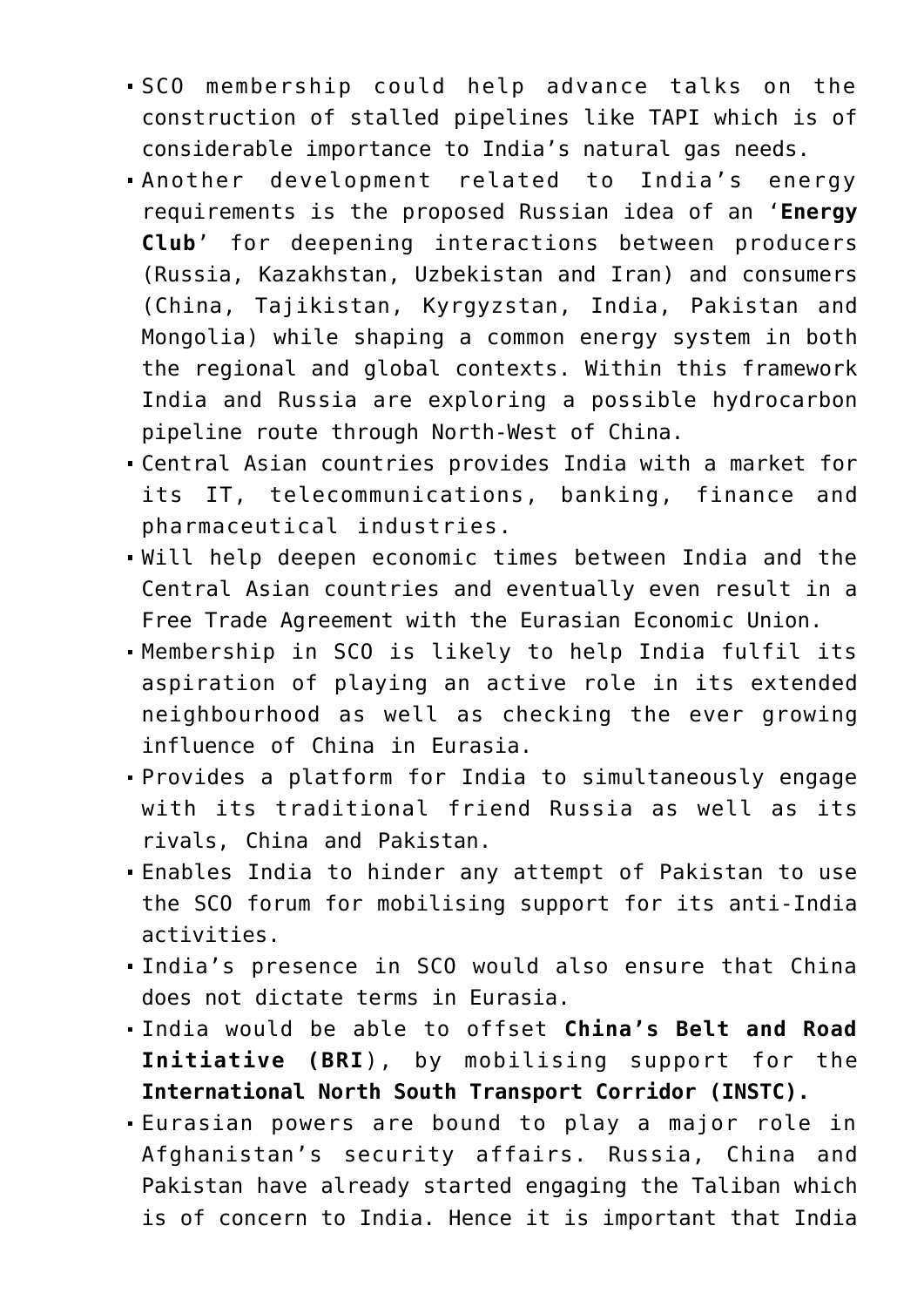- SCO membership could help advance talks on the construction of stalled pipelines like TAPI which is of considerable importance to India's natural gas needs.
- Another development related to India's energy requirements is the proposed Russian idea of an '**Energy Club**' for deepening interactions between producers (Russia, Kazakhstan, Uzbekistan and Iran) and consumers (China, Tajikistan, Kyrgyzstan, India, Pakistan and Mongolia) while shaping a common energy system in both the regional and global contexts. Within this framework India and Russia are exploring a possible hydrocarbon pipeline route through North-West of China.
- Central Asian countries provides India with a market for its IT, telecommunications, banking, finance and pharmaceutical industries.
- Will help deepen economic times between India and the Central Asian countries and eventually even result in a Free Trade Agreement with the Eurasian Economic Union.
- Membership in SCO is likely to help India fulfil its aspiration of playing an active role in its extended neighbourhood as well as checking the ever growing influence of China in Eurasia.
- Provides a platform for India to simultaneously engage with its traditional friend Russia as well as its rivals, China and Pakistan.
- Enables India to hinder any attempt of Pakistan to use the SCO forum for mobilising support for its anti-India activities.
- India's presence in SCO would also ensure that China does not dictate terms in Eurasia.
- India would be able to offset **China's Belt and Road Initiative (BRI**), by mobilising support for the **International North South Transport Corridor (INSTC).**
- Eurasian powers are bound to play a major role in Afghanistan's security affairs. Russia, China and Pakistan have already started engaging the Taliban which is of concern to India. Hence it is important that India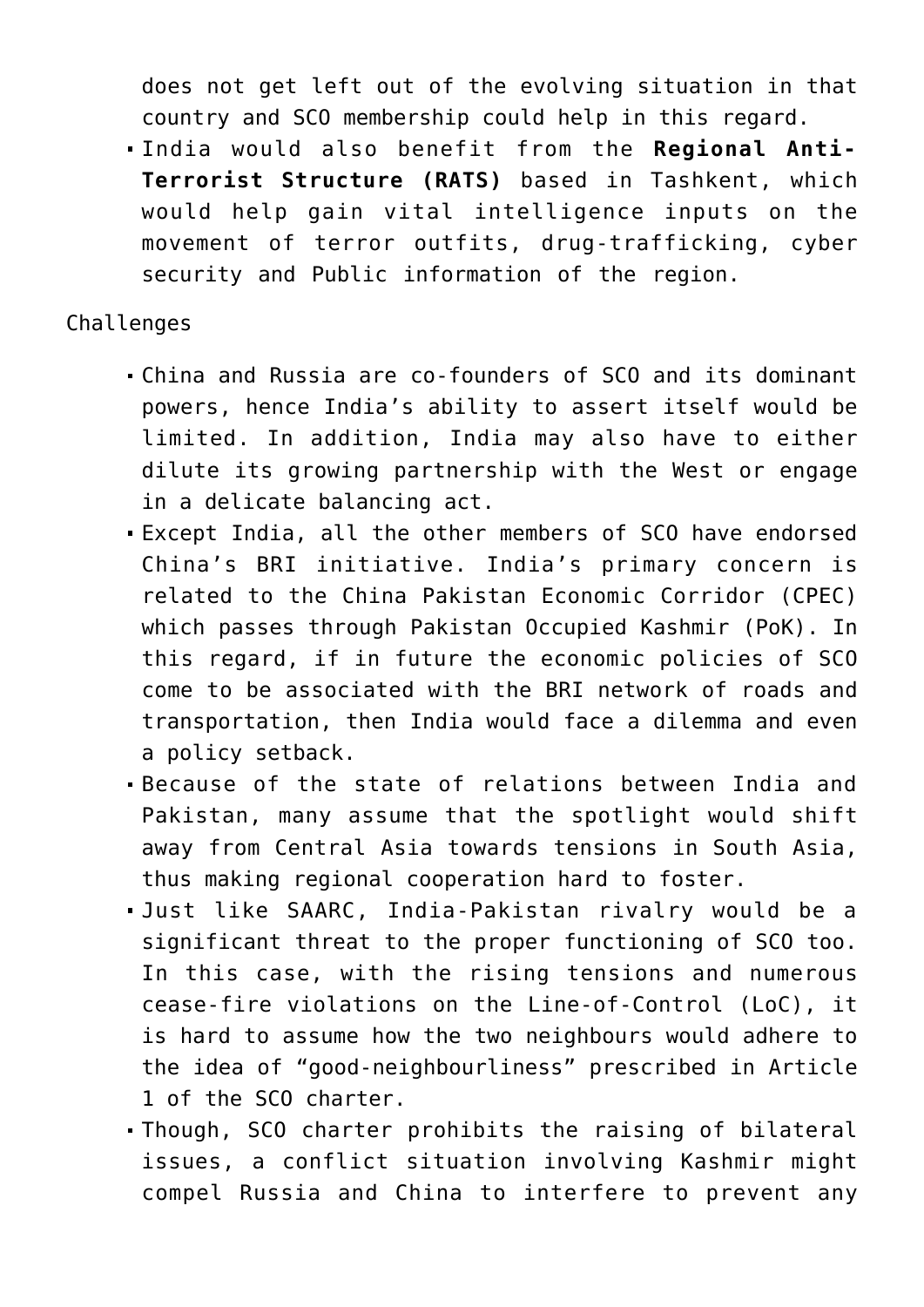does not get left out of the evolving situation in that country and SCO membership could help in this regard.

- India would also benefit from the **Regional Anti-Terrorist Structure (RATS)** based in Tashkent, which would help gain vital intelligence inputs on the movement of terror outfits, drug-trafficking, cyber security and Public information of the region.

Challenges

- China and Russia are co-founders of SCO and its dominant powers, hence India's ability to assert itself would be limited. In addition, India may also have to either dilute its growing partnership with the West or engage in a delicate balancing act.
- Except India, all the other members of SCO have endorsed China's BRI initiative. India's primary concern is related to the China Pakistan Economic Corridor (CPEC) which passes through Pakistan Occupied Kashmir (PoK). In this regard, if in future the economic policies of SCO come to be associated with the BRI network of roads and transportation, then India would face a dilemma and even a policy setback.
- Because of the state of relations between India and Pakistan, many assume that the spotlight would shift away from Central Asia towards tensions in South Asia, thus making regional cooperation hard to foster.
- Just like SAARC, India-Pakistan rivalry would be a significant threat to the proper functioning of SCO too. In this case, with the rising tensions and numerous cease-fire violations on the Line-of-Control (LoC), it is hard to assume how the two neighbours would adhere to the idea of "good-neighbourliness" prescribed in Article 1 of the SCO charter.
- Though, SCO charter prohibits the raising of bilateral issues, a conflict situation involving Kashmir might compel Russia and China to interfere to prevent any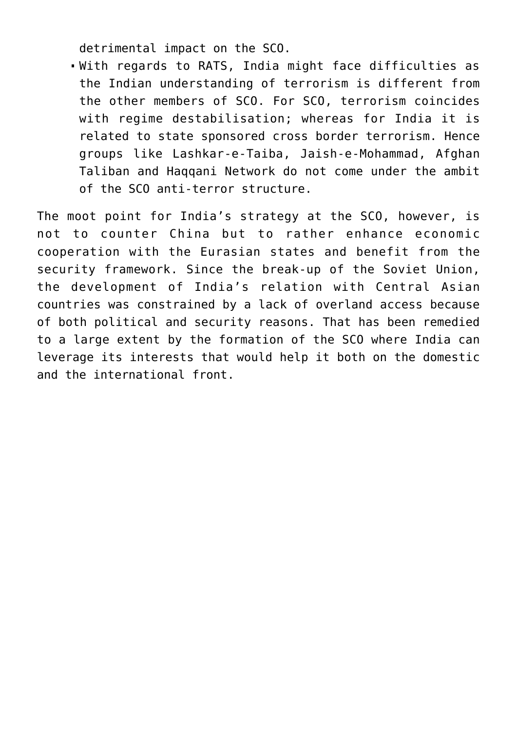detrimental impact on the SCO.

- With regards to RATS, India might face difficulties as the Indian understanding of terrorism is different from the other members of SCO. For SCO, terrorism coincides with regime destabilisation; whereas for India it is related to state sponsored cross border terrorism. Hence groups like Lashkar-e-Taiba, Jaish-e-Mohammad, Afghan Taliban and Haqqani Network do not come under the ambit of the SCO anti-terror structure.

The moot point for India's strategy at the SCO, however, is not to counter China but to rather enhance economic cooperation with the Eurasian states and benefit from the security framework. Since the break-up of the Soviet Union, the development of India's relation with Central Asian countries was constrained by a lack of overland access because of both political and security reasons. That has been remedied to a large extent by the formation of the SCO where India can leverage its interests that would help it both on the domestic and the international front.